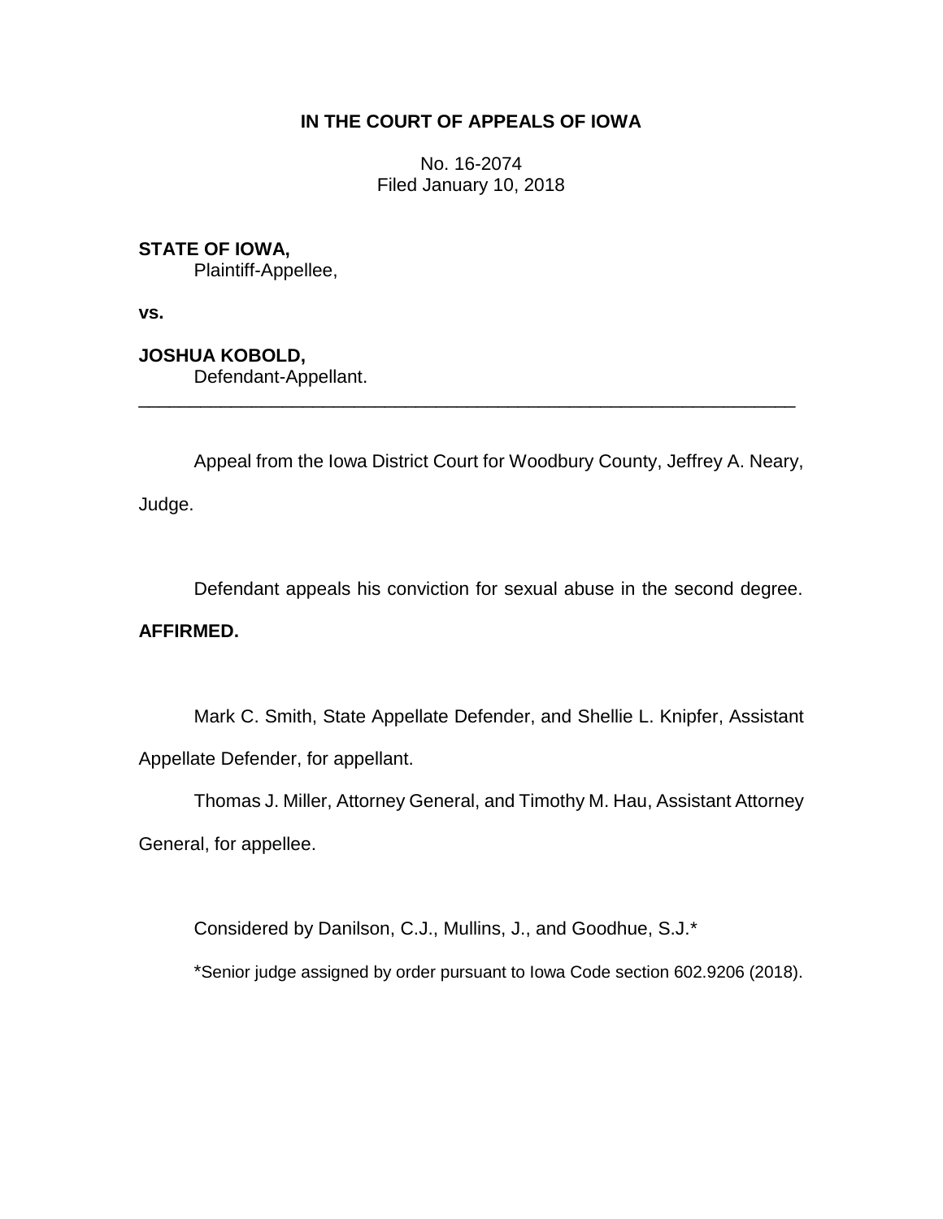**IN THE COURT OF APPEALS OF IOWA**

No. 16-2074
Filed January 10, 2018

**STATE OF IOWA,**
Plaintiff-Appellee,

**vs.**

**JOSHUA KOBOLD,**
Defendant-Appellant.

---

Appeal from the Iowa District Court for Woodbury County, Jeffrey A. Neary, Judge.

Defendant appeals his conviction for sexual abuse in the second degree. **AFFIRMED.**

Mark C. Smith, State Appellate Defender, and Shellie L. Knipfer, Assistant Appellate Defender, for appellant.

Thomas J. Miller, Attorney General, and Timothy M. Hau, Assistant Attorney General, for appellee.

Considered by Danilson, C.J., Mullins, J., and Goodhue, S.J.*

*Senior judge assigned by order pursuant to Iowa Code section 602.9206 (2018).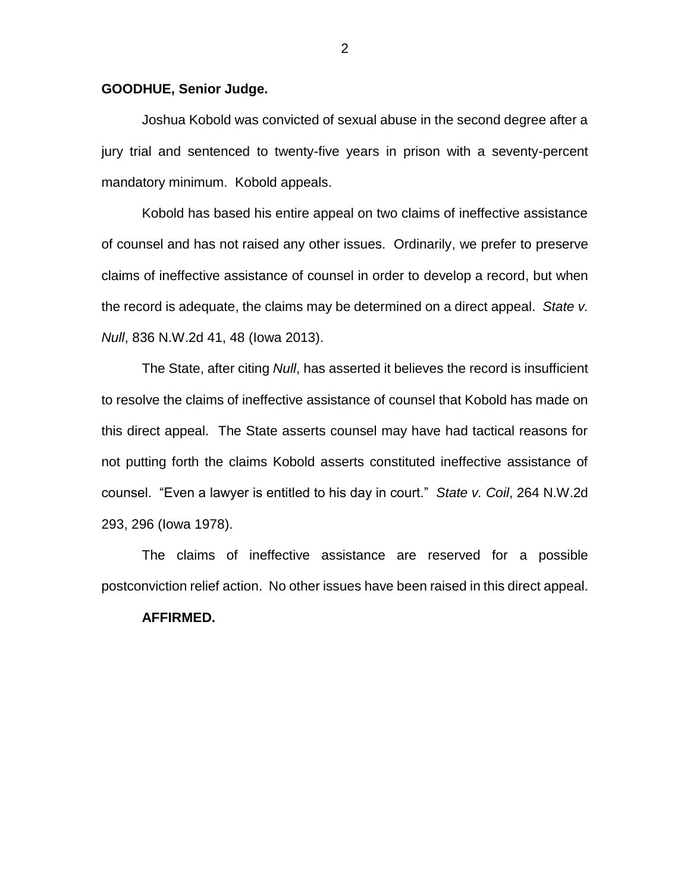**GOODHUE, Senior Judge.**

Joshua Kobold was convicted of sexual abuse in the second degree after a jury trial and sentenced to twenty-five years in prison with a seventy-percent mandatory minimum. Kobold appeals.

Kobold has based his entire appeal on two claims of ineffective assistance of counsel and has not raised any other issues. Ordinarily, we prefer to preserve claims of ineffective assistance of counsel in order to develop a record, but when the record is adequate, the claims may be determined on a direct appeal. *State v. Null*, 836 N.W.2d 41, 48 (Iowa 2013).

The State, after citing *Null*, has asserted it believes the record is insufficient to resolve the claims of ineffective assistance of counsel that Kobold has made on this direct appeal. The State asserts counsel may have had tactical reasons for not putting forth the claims Kobold asserts constituted ineffective assistance of counsel. "Even a lawyer is entitled to his day in court." *State v. Coil*, 264 N.W.2d 293, 296 (Iowa 1978).

The claims of ineffective assistance are reserved for a possible postconviction relief action. No other issues have been raised in this direct appeal.

**AFFIRMED.**